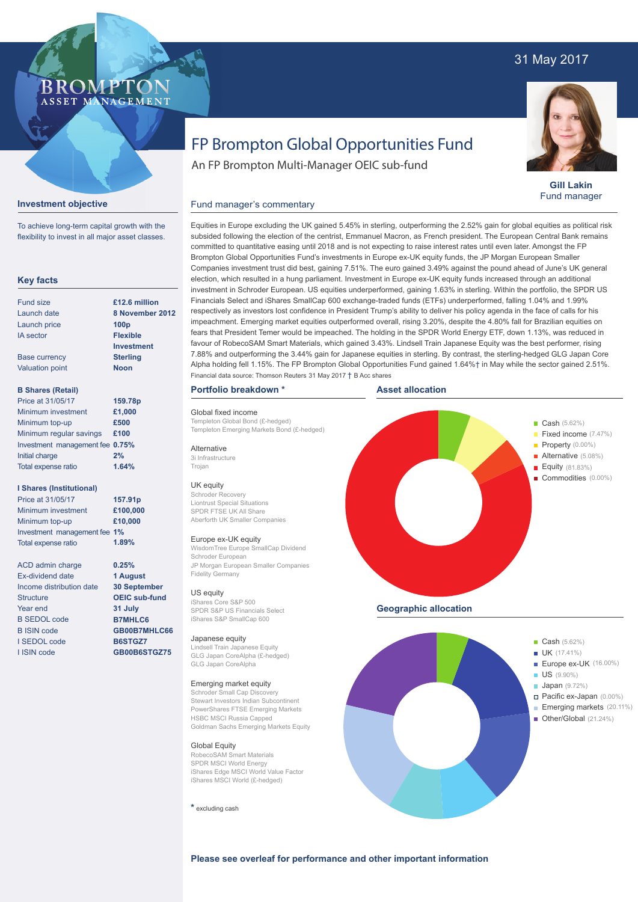31 May 2017

BROMPTON ASSET MANAGEMENT

# FP Brompton Global Opportunities Fund

An FP Brompton Multi-Manager OEIC sub-fund

**Gill Lakin**
Fund manager

## Investment objective

To achieve long-term capital growth with the flexibility to invest in all major asset classes.

## Key facts

| | |
|---|---|
| Fund size | **£12.6 million** |
| Launch date | **8 November 2012** |
| Launch price | **100p** |
| IA sector | **Flexible Investment** |
| Base currency | **Sterling** |
| Valuation point | **Noon** |

**B Shares (Retail)**

| | |
|---|---|
| Price at 31/05/17 | **159.78p** |
| Minimum investment | **£1,000** |
| Minimum top-up | **£500** |
| Minimum regular savings | **£100** |
| Investment management fee | **0.75%** |
| Initial charge | **2%** |
| Total expense ratio | **1.64%** |

**I Shares (Institutional)**

| | |
|---|---|
| Price at 31/05/17 | **157.91p** |
| Minimum investment | **£100,000** |
| Minimum top-up | **£10,000** |
| Investment management fee | **1%** |
| Total expense ratio | **1.89%** |

| | |
|---|---|
| ACD admin charge | **0.25%** |
| Ex-dividend date | **1 August** |
| Income distribution date | **30 September** |
| Structure | **OEIC sub-fund** |
| Year end | **31 July** |
| B SEDOL code | **B7MHLC6** |
| B ISIN code | **GB00B7MHLC66** |
| I SEDOL code | **B6STGZ7** |
| I ISIN code | **GB00B6STGZ75** |

## Fund manager's commentary

Equities in Europe excluding the UK gained 5.45% in sterling, outperforming the 2.52% gain for global equities as political risk subsided following the election of the centrist, Emmanuel Macron, as French president. The European Central Bank remains committed to quantitative easing until 2018 and is not expecting to raise interest rates until even later. Amongst the FP Brompton Global Opportunities Fund's investments in Europe ex-UK equity funds, the JP Morgan European Smaller Companies investment trust did best, gaining 7.51%. The euro gained 3.49% against the pound ahead of June's UK general election, which resulted in a hung parliament. Investment in Europe ex-UK equity funds increased through an additional investment in Schroder European. US equities underperformed, gaining 1.63% in sterling. Within the portfolio, the SPDR US Financials Select and iShares SmallCap 600 exchange-traded funds (ETFs) underperformed, falling 1.04% and 1.99% respectively as investors lost confidence in President Trump's ability to deliver his policy agenda in the face of calls for his impeachment. Emerging market equities outperformed overall, rising 3.20%, despite the 4.80% fall for Brazilian equities on fears that President Temer would be impeached. The holding in the SPDR World Energy ETF, down 1.13%, was reduced in favour of RobecoSAM Smart Materials, which gained 3.43%. Lindsell Train Japanese Equity was the best performer, rising 7.88% and outperforming the 3.44% gain for Japanese equities in sterling. By contrast, the sterling-hedged GLG Japan Core Alpha holding fell 1.15%. The FP Brompton Global Opportunities Fund gained 1.64%† in May while the sector gained 2.51%.

Financial data source: Thomson Reuters 31 May 2017 † B Acc shares

## Portfolio breakdown *

**Global fixed income**
Templeton Global Bond (£-hedged)
Templeton Emerging Markets Bond (£-hedged)

**Alternative**
3i Infrastructure
Trojan

**UK equity**
Schroder Recovery
Liontrust Special Situations
SPDR FTSE UK All Share
Aberforth UK Smaller Companies

**Europe ex-UK equity**
WisdomTree Europe SmallCap Dividend
Schroder European
JP Morgan European Smaller Companies
Fidelity Germany

**US equity**
iShares Core S&P 500
SPDR S&P US Financials Select
iShares S&P SmallCap 600

**Japanese equity**
Lindsell Train Japanese Equity
GLG Japan CoreAlpha (£-hedged)
GLG Japan CoreAlpha

**Emerging market equity**
Schroder Small Cap Discovery
Stewart Investors Indian Subcontinent
PowerShares FTSE Emerging Markets
HSBC MSCI Russia Capped
Goldman Sachs Emerging Markets Equity

**Global Equity**
RobecoSAM Smart Materials
SPDR MSCI World Energy
iShares Edge MSCI World Value Factor
iShares MSCI World (£-hedged)

* excluding cash

## Asset allocation

- Cash (5.62%)
- Fixed income (7.47%)
- Property (0.00%)
- Alternative (5.08%)
- Equity (81.83%)
- Commodities (0.00%)

## Geographic allocation

- Cash (5.62%)
- UK (17.41%)
- Europe ex-UK (16.00%)
- US (9.90%)
- Japan (9.72%)
- Pacific ex-Japan (0.00%)
- Emerging markets (20.11%)
- Other/Global (21.24%)

**Please see overleaf for performance and other important information**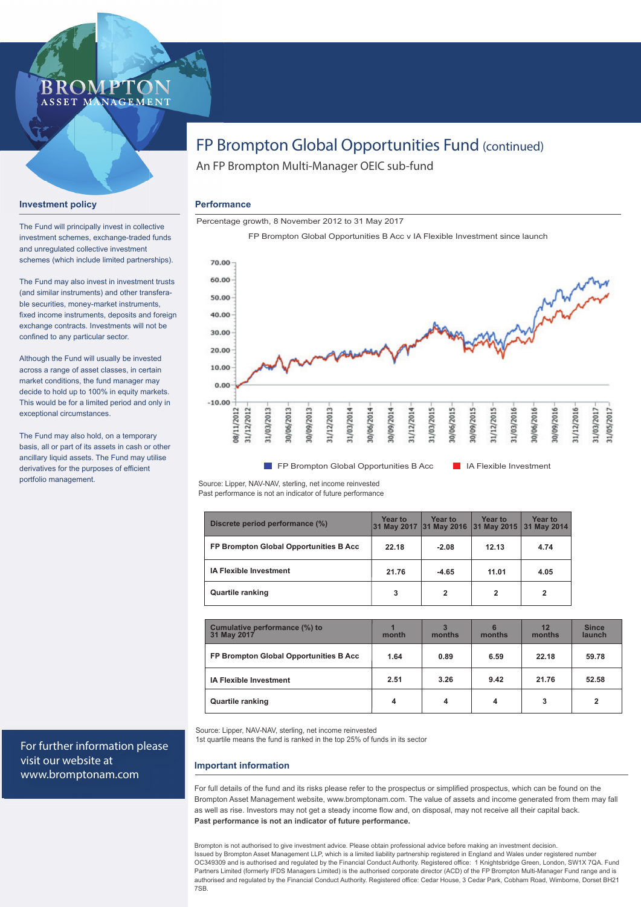BROMPTON
ASSET MANAGEMENT

# FP Brompton Global Opportunities Fund (continued)

An FP Brompton Multi-Manager OEIC sub-fund

## Investment policy

The Fund will principally invest in collective investment schemes, exchange-traded funds and unregulated collective investment schemes (which include limited partnerships).

The Fund may also invest in investment trusts (and similar instruments) and other transferable securities, money-market instruments, fixed income instruments, deposits and foreign exchange contracts. Investments will not be confined to any particular sector.

Although the Fund will usually be invested across a range of asset classes, in certain market conditions, the fund manager may decide to hold up to 100% in equity markets. This would be for a limited period and only in exceptional circumstances.

The Fund may also hold, on a temporary basis, all or part of its assets in cash or other ancillary liquid assets. The Fund may utilise derivatives for the purposes of efficient portfolio management.

For further information please visit our website at www.bromptonam.com

## Performance

Percentage growth, 8 November 2012 to 31 May 2017

FP Brompton Global Opportunities B Acc v IA Flexible Investment since launch

70.00
60.00
50.00
40.00
30.00
20.00
10.00
0.00
-10.00

08/11/2012 31/12/2012 31/03/2013 30/06/2013 30/09/2013 31/12/2013 31/03/2014 30/06/2014 30/09/2014 31/12/2014 31/03/2015 30/06/2015 30/09/2015 31/12/2015 31/03/2016 30/06/2016 30/09/2016 31/12/2016 31/03/2017 31/05/2017

FP Brompton Global Opportunities B Acc    IA Flexible Investment

Source: Lipper, NAV-NAV, sterling, net income reinvested
Past performance is not an indicator of future performance

| Discrete period performance (%) | Year to 31 May 2017 | Year to 31 May 2016 | Year to 31 May 2015 | Year to 31 May 2014 |
|---|---|---|---|---|
| FP Brompton Global Opportunities B Acc | 22.18 | -2.08 | 12.13 | 4.74 |
| IA Flexible Investment | 21.76 | -4.65 | 11.01 | 4.05 |
| Quartile ranking | 3 | 2 | 2 | 2 |

| Cumulative performance (%) to 31 May 2017 | 1 month | 3 months | 6 months | 12 months | Since launch |
|---|---|---|---|---|---|
| FP Brompton Global Opportunities B Acc | 1.64 | 0.89 | 6.59 | 22.18 | 59.78 |
| IA Flexible Investment | 2.51 | 3.26 | 9.42 | 21.76 | 52.58 |
| Quartile ranking | 4 | 4 | 4 | 3 | 2 |

Source: Lipper, NAV-NAV, sterling, net income reinvested
1st quartile means the fund is ranked in the top 25% of funds in its sector

## Important information

For full details of the fund and its risks please refer to the prospectus or simplified prospectus, which can be found on the Brompton Asset Management website, www.bromptonam.com. The value of assets and income generated from them may fall as well as rise. Investors may not get a steady income flow and, on disposal, may not receive all their capital back.
**Past performance is not an indicator of future performance.**

Brompton is not authorised to give investment advice. Please obtain professional advice before making an investment decision. Issued by Brompton Asset Management LLP, which is a limited liability partnership registered in England and Wales under registered number OC349309 and is authorised and regulated by the Financial Conduct Authority. Registered office: 1 Knightsbridge Green, London, SW1X 7QA. Fund Partners Limited (formerly IFDS Managers Limited) is the authorised corporate director (ACD) of the FP Brompton Multi-Manager Fund range and is authorised and regulated by the Financial Conduct Authority. Registered office: Cedar House, 3 Cedar Park, Cobham Road, Wimborne, Dorset BH21 7SB.